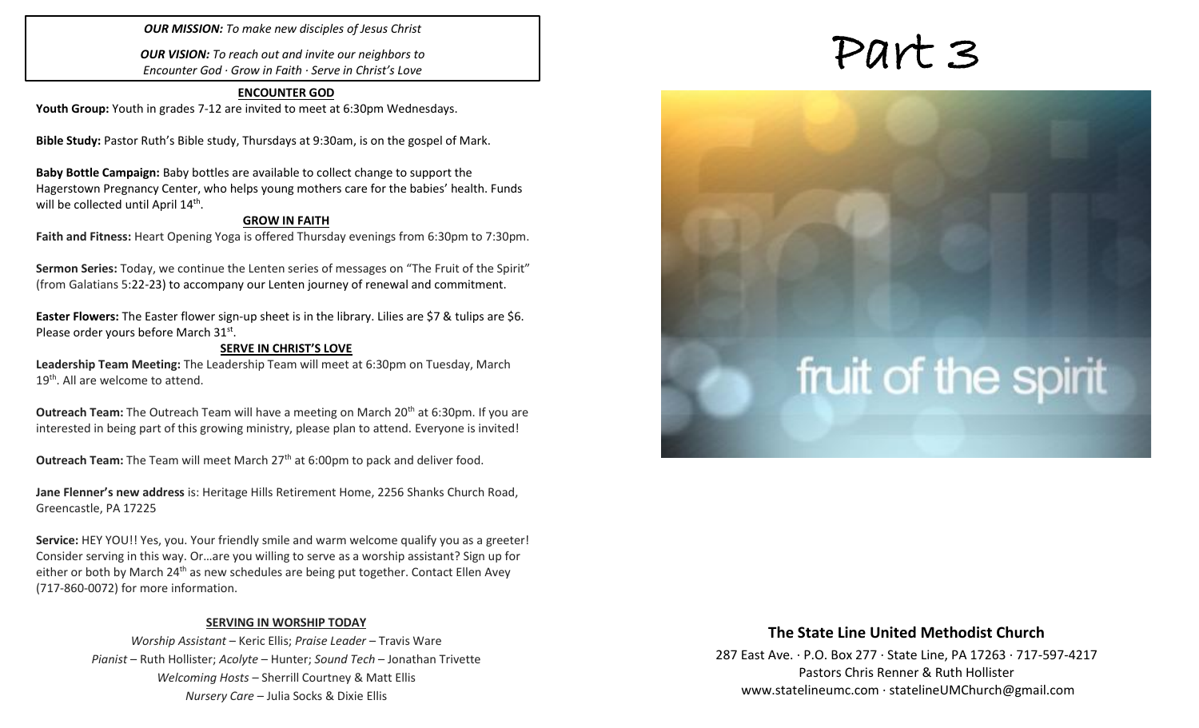***OUR MISSION:*** *To make new disciples of Jesus Christ*

***OUR VISION:*** *To reach out and invite our neighbors to Encounter God · Grow in Faith · Serve in Christ's Love*

## ENCOUNTER GOD

**Youth Group:** Youth in grades 7-12 are invited to meet at 6:30pm Wednesdays.

**Bible Study:** Pastor Ruth's Bible study, Thursdays at 9:30am, is on the gospel of Mark.

**Baby Bottle Campaign:** Baby bottles are available to collect change to support the Hagerstown Pregnancy Center, who helps young mothers care for the babies' health. Funds will be collected until April 14th.

## GROW IN FAITH

**Faith and Fitness:** Heart Opening Yoga is offered Thursday evenings from 6:30pm to 7:30pm.

**Sermon Series:** Today, we continue the Lenten series of messages on "The Fruit of the Spirit" (from Galatians 5:22-23) to accompany our Lenten journey of renewal and commitment.

**Easter Flowers:** The Easter flower sign-up sheet is in the library. Lilies are $7 & tulips are $6. Please order yours before March 31st.

## SERVE IN CHRIST'S LOVE

**Leadership Team Meeting:** The Leadership Team will meet at 6:30pm on Tuesday, March 19th. All are welcome to attend.

**Outreach Team:** The Outreach Team will have a meeting on March 20th at 6:30pm. If you are interested in being part of this growing ministry, please plan to attend. Everyone is invited!

**Outreach Team:** The Team will meet March 27th at 6:00pm to pack and deliver food.

**Jane Flenner's new address** is: Heritage Hills Retirement Home, 2256 Shanks Church Road, Greencastle, PA 17225

**Service:** HEY YOU!! Yes, you. Your friendly smile and warm welcome qualify you as a greeter! Consider serving in this way. Or…are you willing to serve as a worship assistant? Sign up for either or both by March 24th as new schedules are being put together. Contact Ellen Avey (717-860-0072) for more information.

## SERVING IN WORSHIP TODAY

*Worship Assistant* – Keric Ellis; *Praise Leader* – Travis Ware
*Pianist* – Ruth Hollister; *Acolyte* – Hunter; *Sound Tech* – Jonathan Trivette
*Welcoming Hosts* – Sherrill Courtney & Matt Ellis
*Nursery Care* – Julia Socks & Dixie Ellis

# Part 3

fruit of the spirit

## The State Line United Methodist Church

287 East Ave. · P.O. Box 277 · State Line, PA 17263 · 717-597-4217
Pastors Chris Renner & Ruth Hollister
www.statelineumc.com · statelineUMChurch@gmail.com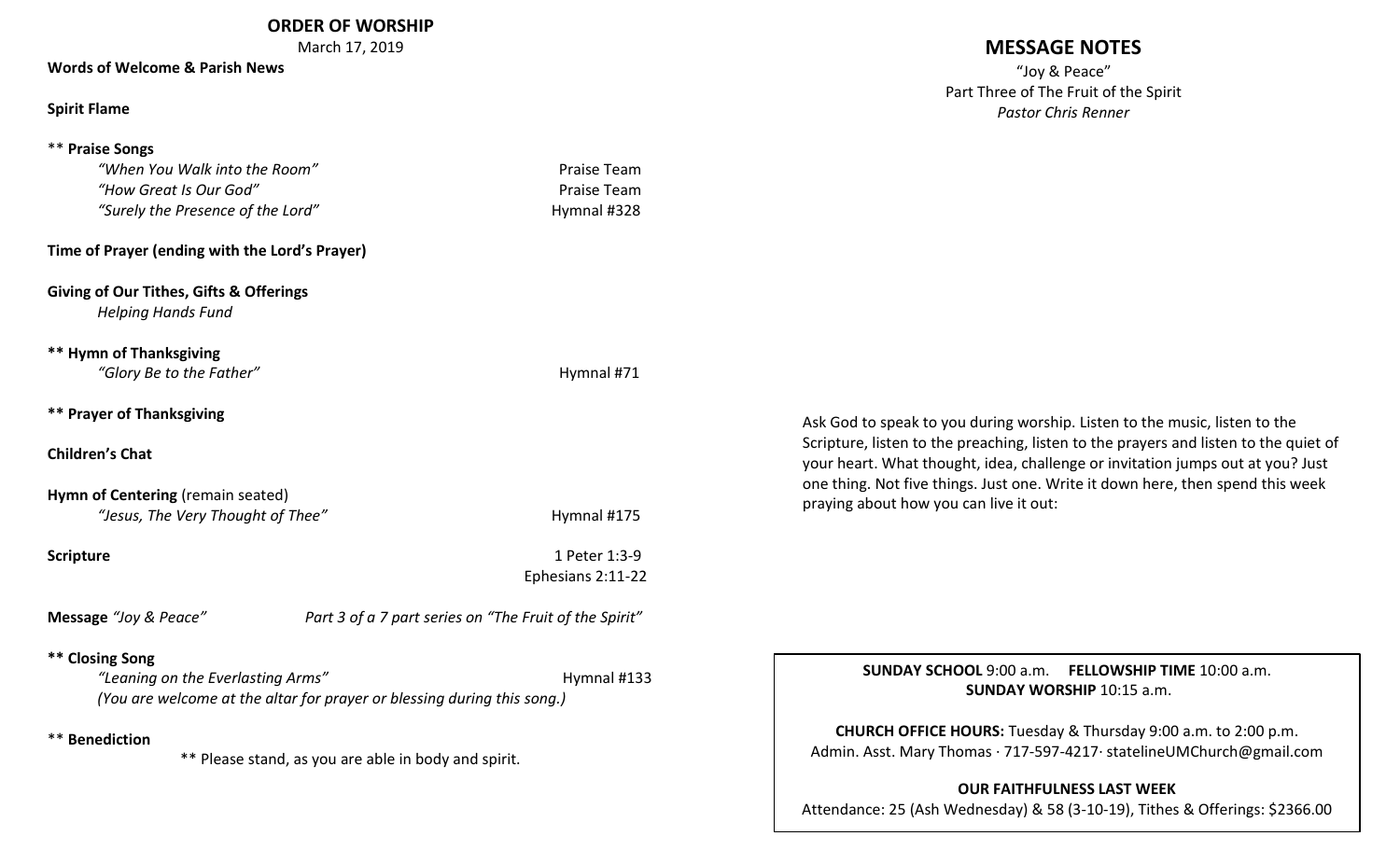## ORDER OF WORSHIP

March 17, 2019

**Words of Welcome & Parish News**

**Spirit Flame**

\*\* **Praise Songs**

| | |
|---|---|
| *"When You Walk into the Room"* | Praise Team |
| *"How Great Is Our God"* | Praise Team |
| *"Surely the Presence of the Lord"* | Hymnal #328 |

**Time of Prayer (ending with the Lord's Prayer)**

**Giving of Our Tithes, Gifts & Offerings**

*Helping Hands Fund*

**\*\* Hymn of Thanksgiving**

*"Glory Be to the Father"* Hymnal #71

**\*\* Prayer of Thanksgiving**

**Children's Chat**

**Hymn of Centering** (remain seated)

*"Jesus, The Very Thought of Thee"* Hymnal #175

**Scripture** 1 Peter 1:3-9
Ephesians 2:11-22

**Message** *"Joy & Peace"* *Part 3 of a 7 part series on "The Fruit of the Spirit"*

**\*\* Closing Song**

*"Leaning on the Everlasting Arms"* Hymnal #133

*(You are welcome at the altar for prayer or blessing during this song.)*

\*\* **Benediction**

\*\* Please stand, as you are able in body and spirit.

## MESSAGE NOTES

"Joy & Peace"
Part Three of The Fruit of the Spirit
*Pastor Chris Renner*

Ask God to speak to you during worship. Listen to the music, listen to the Scripture, listen to the preaching, listen to the prayers and listen to the quiet of your heart. What thought, idea, challenge or invitation jumps out at you? Just one thing. Not five things. Just one. Write it down here, then spend this week praying about how you can live it out:

**SUNDAY SCHOOL** 9:00 a.m. **FELLOWSHIP TIME** 10:00 a.m.
**SUNDAY WORSHIP** 10:15 a.m.

**CHURCH OFFICE HOURS:** Tuesday & Thursday 9:00 a.m. to 2:00 p.m.
Admin. Asst. Mary Thomas · 717-597-4217· statelineUMChurch@gmail.com

**OUR FAITHFULNESS LAST WEEK**
Attendance: 25 (Ash Wednesday) & 58 (3-10-19), Tithes & Offerings: $2366.00